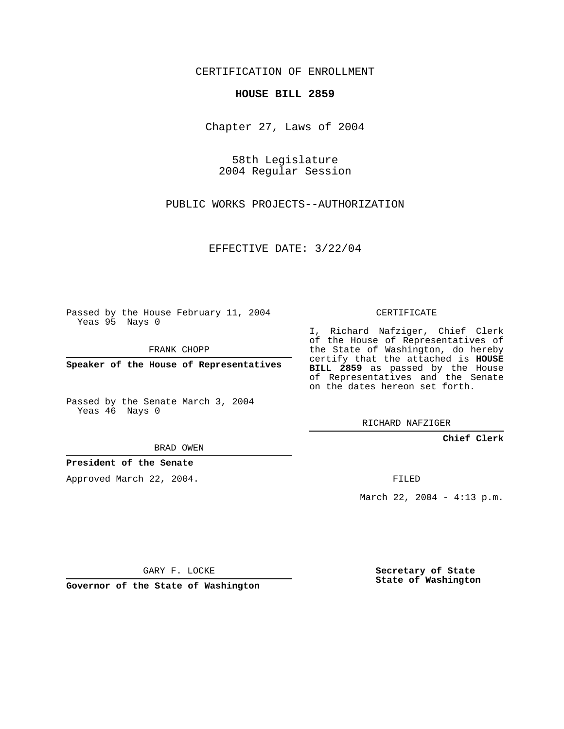CERTIFICATION OF ENROLLMENT

**HOUSE BILL 2859**

Chapter 27, Laws of 2004

58th Legislature
2004 Regular Session

PUBLIC WORKS PROJECTS--AUTHORIZATION

EFFECTIVE DATE: 3/22/04

Passed by the House February 11, 2004
Yeas 95 Nays 0

FRANK CHOPP

**Speaker of the House of Representatives**

Passed by the Senate March 3, 2004
Yeas 46 Nays 0

BRAD OWEN

**President of the Senate**

Approved March 22, 2004.

GARY F. LOCKE

**Governor of the State of Washington**

CERTIFICATE

I, Richard Nafziger, Chief Clerk of the House of Representatives of the State of Washington, do hereby certify that the attached is **HOUSE BILL 2859** as passed by the House of Representatives and the Senate on the dates hereon set forth.

RICHARD NAFZIGER

**Chief Clerk**

FILED

March 22, 2004 - 4:13 p.m.

**Secretary of State**
**State of Washington**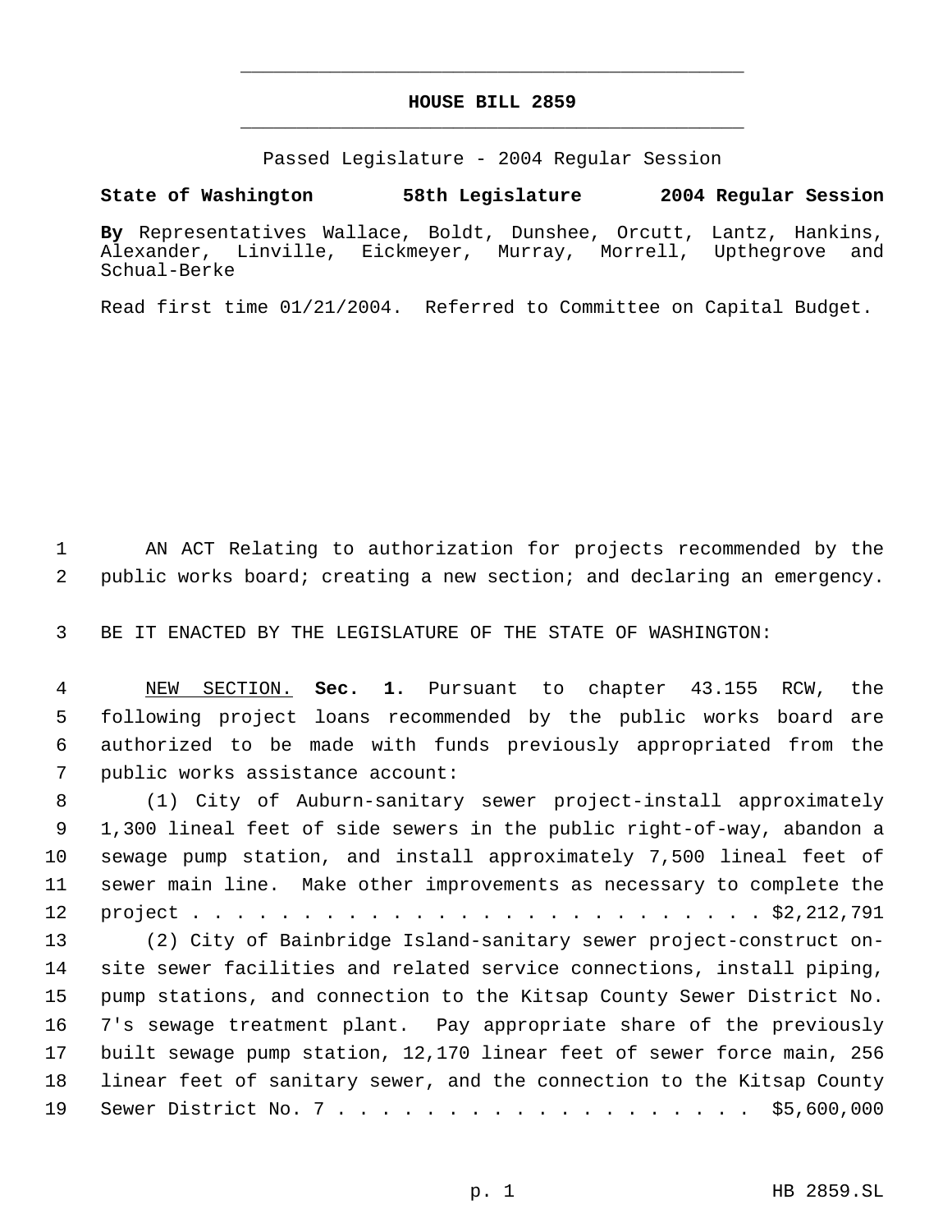# HOUSE BILL 2859

Passed Legislature - 2004 Regular Session

**State of Washington 58th Legislature 2004 Regular Session**

**By** Representatives Wallace, Boldt, Dunshee, Orcutt, Lantz, Hankins, Alexander, Linville, Eickmeyer, Murray, Morrell, Upthegrove and Schual-Berke

Read first time 01/21/2004. Referred to Committee on Capital Budget.

AN ACT Relating to authorization for projects recommended by the public works board; creating a new section; and declaring an emergency.

BE IT ENACTED BY THE LEGISLATURE OF THE STATE OF WASHINGTON:

NEW SECTION. **Sec. 1.** Pursuant to chapter 43.155 RCW, the following project loans recommended by the public works board are authorized to be made with funds previously appropriated from the public works assistance account:

(1) City of Auburn-sanitary sewer project-install approximately 1,300 lineal feet of side sewers in the public right-of-way, abandon a sewage pump station, and install approximately 7,500 lineal feet of sewer main line. Make other improvements as necessary to complete the project . . . . . . . . . . . . . . . . . . . . . . . . . . $2,212,791

(2) City of Bainbridge Island-sanitary sewer project-construct on-site sewer facilities and related service connections, install piping, pump stations, and connection to the Kitsap County Sewer District No. 7's sewage treatment plant. Pay appropriate share of the previously built sewage pump station, 12,170 linear feet of sewer force main, 256 linear feet of sanitary sewer, and the connection to the Kitsap County Sewer District No. 7 . . . . . . . . . . . . . . . . . . . . $5,600,000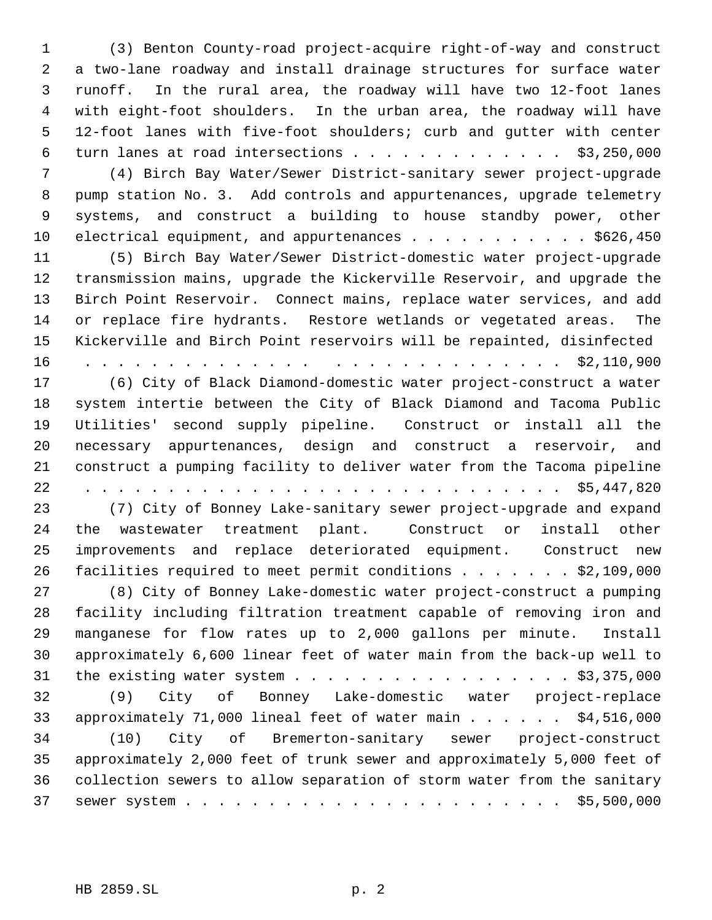(3) Benton County-road project-acquire right-of-way and construct a two-lane roadway and install drainage structures for surface water runoff. In the rural area, the roadway will have two 12-foot lanes with eight-foot shoulders. In the urban area, the roadway will have 12-foot lanes with five-foot shoulders; curb and gutter with center turn lanes at road intersections . . . . . . . . . . . . . $3,250,000

(4) Birch Bay Water/Sewer District-sanitary sewer project-upgrade pump station No. 3. Add controls and appurtenances, upgrade telemetry systems, and construct a building to house standby power, other electrical equipment, and appurtenances . . . . . . . . . . . $626,450

(5) Birch Bay Water/Sewer District-domestic water project-upgrade transmission mains, upgrade the Kickerville Reservoir, and upgrade the Birch Point Reservoir. Connect mains, replace water services, and add or replace fire hydrants. Restore wetlands or vegetated areas. The Kickerville and Birch Point reservoirs will be repainted, disinfected . . . . . . . . . . . . . . . . . . . . . . . . . . . . . $2,110,900

(6) City of Black Diamond-domestic water project-construct a water system intertie between the City of Black Diamond and Tacoma Public Utilities' second supply pipeline. Construct or install all the necessary appurtenances, design and construct a reservoir, and construct a pumping facility to deliver water from the Tacoma pipeline . . . . . . . . . . . . . . . . . . . . . . . . . . . . . $5,447,820

(7) City of Bonney Lake-sanitary sewer project-upgrade and expand the wastewater treatment plant. Construct or install other improvements and replace deteriorated equipment. Construct new facilities required to meet permit conditions . . . . . . . $2,109,000

(8) City of Bonney Lake-domestic water project-construct a pumping facility including filtration treatment capable of removing iron and manganese for flow rates up to 2,000 gallons per minute. Install approximately 6,600 linear feet of water main from the back-up well to the existing water system . . . . . . . . . . . . . . . . . $3,375,000

(9) City of Bonney Lake-domestic water project-replace approximately 71,000 lineal feet of water main . . . . . . $4,516,000

(10) City of Bremerton-sanitary sewer project-construct approximately 2,000 feet of trunk sewer and approximately 5,000 feet of collection sewers to allow separation of storm water from the sanitary sewer system . . . . . . . . . . . . . . . . . . . . . . . $5,500,000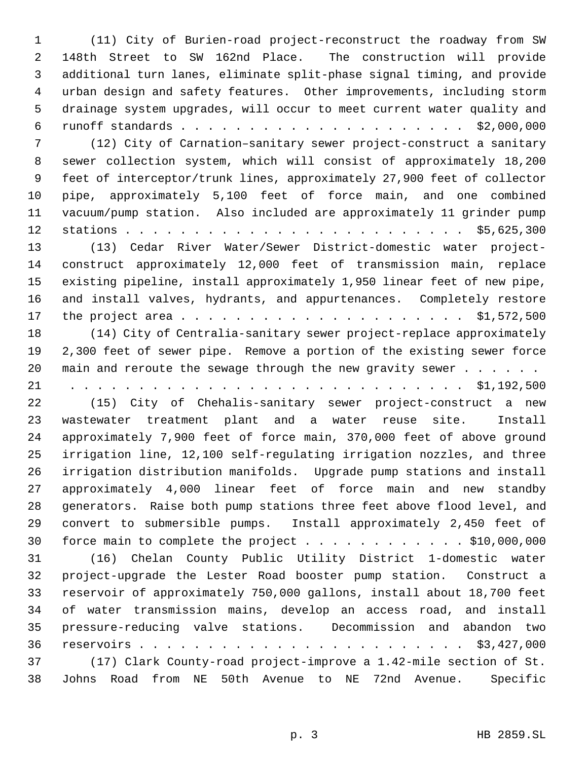(11) City of Burien-road project-reconstruct the roadway from SW 148th Street to SW 162nd Place. The construction will provide additional turn lanes, eliminate split-phase signal timing, and provide urban design and safety features. Other improvements, including storm drainage system upgrades, will occur to meet current water quality and runoff standards . . . . . . . . . . . . . . . . . . . . . $2,000,000

(12) City of Carnation–sanitary sewer project-construct a sanitary sewer collection system, which will consist of approximately 18,200 feet of interceptor/trunk lines, approximately 27,900 feet of collector pipe, approximately 5,100 feet of force main, and one combined vacuum/pump station. Also included are approximately 11 grinder pump stations . . . . . . . . . . . . . . . . . . . . . . . . . $5,625,300

(13) Cedar River Water/Sewer District-domestic water project-construct approximately 12,000 feet of transmission main, replace existing pipeline, install approximately 1,950 linear feet of new pipe, and install valves, hydrants, and appurtenances. Completely restore the project area . . . . . . . . . . . . . . . . . . . . . $1,572,500

(14) City of Centralia-sanitary sewer project-replace approximately 2,300 feet of sewer pipe. Remove a portion of the existing sewer force main and reroute the sewage through the new gravity sewer . . . . . . . . . . . . . . . . . . . . . . . . . . . . . . . . . . . $1,192,500

(15) City of Chehalis-sanitary sewer project-construct a new wastewater treatment plant and a water reuse site. Install approximately 7,900 feet of force main, 370,000 feet of above ground irrigation line, 12,100 self-regulating irrigation nozzles, and three irrigation distribution manifolds. Upgrade pump stations and install approximately 4,000 linear feet of force main and new standby generators. Raise both pump stations three feet above flood level, and convert to submersible pumps. Install approximately 2,450 feet of force main to complete the project . . . . . . . . . . . . $10,000,000

(16) Chelan County Public Utility District 1-domestic water project-upgrade the Lester Road booster pump station. Construct a reservoir of approximately 750,000 gallons, install about 18,700 feet of water transmission mains, develop an access road, and install pressure-reducing valve stations. Decommission and abandon two reservoirs . . . . . . . . . . . . . . . . . . . . . . . . $3,427,000

(17) Clark County-road project-improve a 1.42-mile section of St. Johns Road from NE 50th Avenue to NE 72nd Avenue. Specific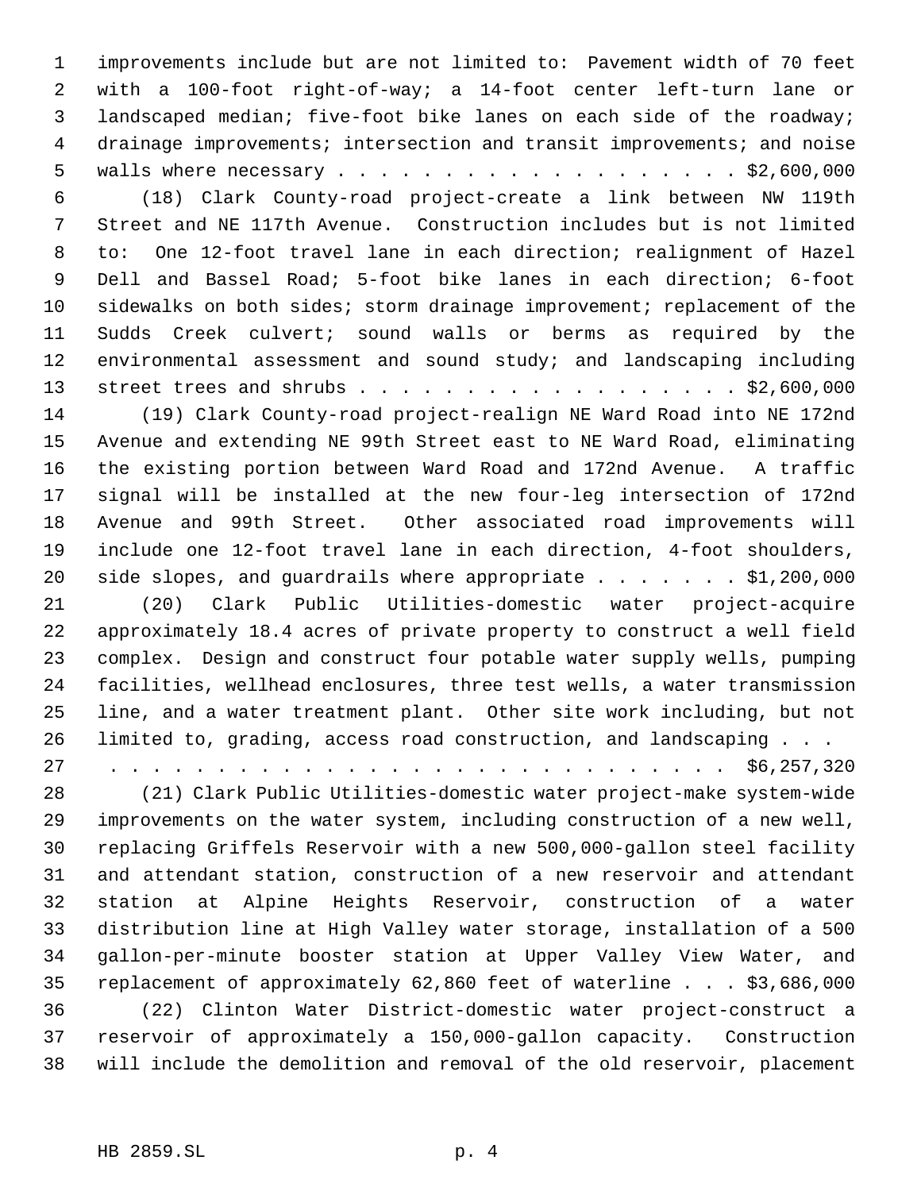improvements include but are not limited to: Pavement width of 70 feet with a 100-foot right-of-way; a 14-foot center left-turn lane or landscaped median; five-foot bike lanes on each side of the roadway; drainage improvements; intersection and transit improvements; and noise walls where necessary . . . . . . . . . . . . . . . . . . . $2,600,000

(18) Clark County-road project-create a link between NW 119th Street and NE 117th Avenue. Construction includes but is not limited to: One 12-foot travel lane in each direction; realignment of Hazel Dell and Bassel Road; 5-foot bike lanes in each direction; 6-foot sidewalks on both sides; storm drainage improvement; replacement of the Sudds Creek culvert; sound walls or berms as required by the environmental assessment and sound study; and landscaping including street trees and shrubs . . . . . . . . . . . . . . . . . . $2,600,000

(19) Clark County-road project-realign NE Ward Road into NE 172nd Avenue and extending NE 99th Street east to NE Ward Road, eliminating the existing portion between Ward Road and 172nd Avenue. A traffic signal will be installed at the new four-leg intersection of 172nd Avenue and 99th Street. Other associated road improvements will include one 12-foot travel lane in each direction, 4-foot shoulders, side slopes, and guardrails where appropriate . . . . . . . $1,200,000

(20) Clark Public Utilities-domestic water project-acquire approximately 18.4 acres of private property to construct a well field complex. Design and construct four potable water supply wells, pumping facilities, wellhead enclosures, three test wells, a water transmission line, and a water treatment plant. Other site work including, but not limited to, grading, access road construction, and landscaping . . . . . . . . . . . . . . . . . . . . . . . . . . . . . . . $6,257,320

(21) Clark Public Utilities-domestic water project-make system-wide improvements on the water system, including construction of a new well, replacing Griffels Reservoir with a new 500,000-gallon steel facility and attendant station, construction of a new reservoir and attendant station at Alpine Heights Reservoir, construction of a water distribution line at High Valley water storage, installation of a 500 gallon-per-minute booster station at Upper Valley View Water, and replacement of approximately 62,860 feet of waterline . . . $3,686,000

(22) Clinton Water District-domestic water project-construct a reservoir of approximately a 150,000-gallon capacity. Construction will include the demolition and removal of the old reservoir, placement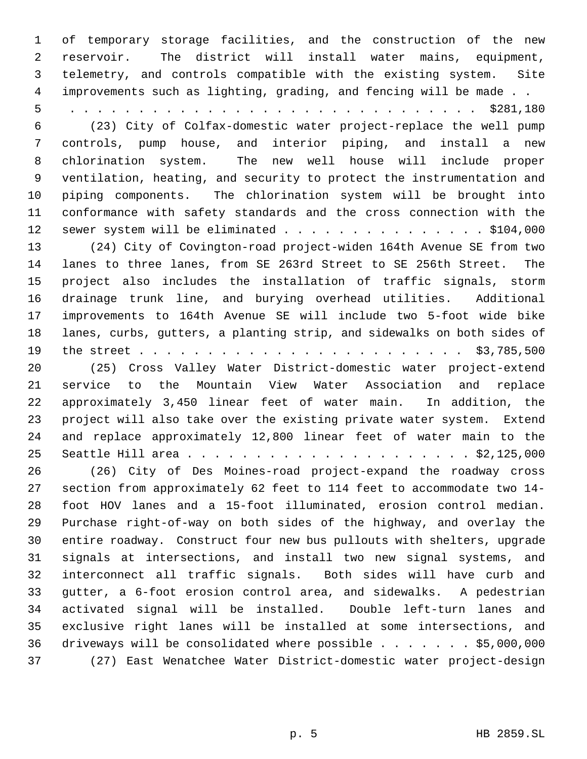of temporary storage facilities, and the construction of the new reservoir. The district will install water mains, equipment, telemetry, and controls compatible with the existing system. Site improvements such as lighting, grading, and fencing will be made . . . . . . . . . . . . . . . . . . . . . . . . . . . . . . . . . . $281,180

(23) City of Colfax-domestic water project-replace the well pump controls, pump house, and interior piping, and install a new chlorination system. The new well house will include proper ventilation, heating, and security to protect the instrumentation and piping components. The chlorination system will be brought into conformance with safety standards and the cross connection with the sewer system will be eliminated . . . . . . . . . . . . . . . $104,000

(24) City of Covington-road project-widen 164th Avenue SE from two lanes to three lanes, from SE 263rd Street to SE 256th Street. The project also includes the installation of traffic signals, storm drainage trunk line, and burying overhead utilities. Additional improvements to 164th Avenue SE will include two 5-foot wide bike lanes, curbs, gutters, a planting strip, and sidewalks on both sides of the street . . . . . . . . . . . . . . . . . . . . . . . . . $3,785,500

(25) Cross Valley Water District-domestic water project-extend service to the Mountain View Water Association and replace approximately 3,450 linear feet of water main. In addition, the project will also take over the existing private water system. Extend and replace approximately 12,800 linear feet of water main to the Seattle Hill area . . . . . . . . . . . . . . . . . . . . . . $2,125,000

(26) City of Des Moines-road project-expand the roadway cross section from approximately 62 feet to 114 feet to accommodate two 14-foot HOV lanes and a 15-foot illuminated, erosion control median. Purchase right-of-way on both sides of the highway, and overlay the entire roadway. Construct four new bus pullouts with shelters, upgrade signals at intersections, and install two new signal systems, and interconnect all traffic signals. Both sides will have curb and gutter, a 6-foot erosion control area, and sidewalks. A pedestrian activated signal will be installed. Double left-turn lanes and exclusive right lanes will be installed at some intersections, and driveways will be consolidated where possible . . . . . . . $5,000,000

(27) East Wenatchee Water District-domestic water project-design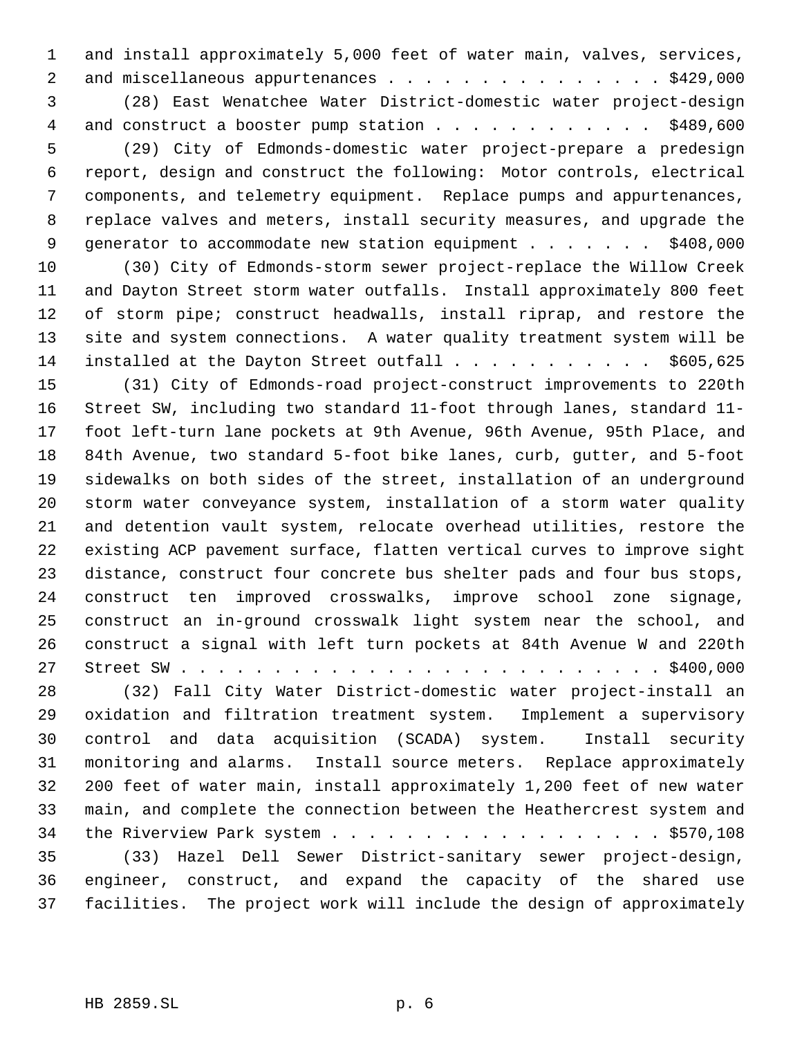and install approximately 5,000 feet of water main, valves, services, and miscellaneous appurtenances . . . . . . . . . . . . . . . . $429,000

(28) East Wenatchee Water District-domestic water project-design and construct a booster pump station . . . . . . . . . . . . $489,600

(29) City of Edmonds-domestic water project-prepare a predesign report, design and construct the following: Motor controls, electrical components, and telemetry equipment. Replace pumps and appurtenances, replace valves and meters, install security measures, and upgrade the generator to accommodate new station equipment . . . . . . . $408,000

(30) City of Edmonds-storm sewer project-replace the Willow Creek and Dayton Street storm water outfalls. Install approximately 800 feet of storm pipe; construct headwalls, install riprap, and restore the site and system connections. A water quality treatment system will be installed at the Dayton Street outfall . . . . . . . . . . . $605,625

(31) City of Edmonds-road project-construct improvements to 220th Street SW, including two standard 11-foot through lanes, standard 11-foot left-turn lane pockets at 9th Avenue, 96th Avenue, 95th Place, and 84th Avenue, two standard 5-foot bike lanes, curb, gutter, and 5-foot sidewalks on both sides of the street, installation of an underground storm water conveyance system, installation of a storm water quality and detention vault system, relocate overhead utilities, restore the existing ACP pavement surface, flatten vertical curves to improve sight distance, construct four concrete bus shelter pads and four bus stops, construct ten improved crosswalks, improve school zone signage, construct an in-ground crosswalk light system near the school, and construct a signal with left turn pockets at 84th Avenue W and 220th Street SW . . . . . . . . . . . . . . . . . . . . . . . . . $400,000

(32) Fall City Water District-domestic water project-install an oxidation and filtration treatment system. Implement a supervisory control and data acquisition (SCADA) system. Install security monitoring and alarms. Install source meters. Replace approximately 200 feet of water main, install approximately 1,200 feet of new water main, and complete the connection between the Heathercrest system and the Riverview Park system . . . . . . . . . . . . . . . . . . $570,108

(33) Hazel Dell Sewer District-sanitary sewer project-design, engineer, construct, and expand the capacity of the shared use facilities. The project work will include the design of approximately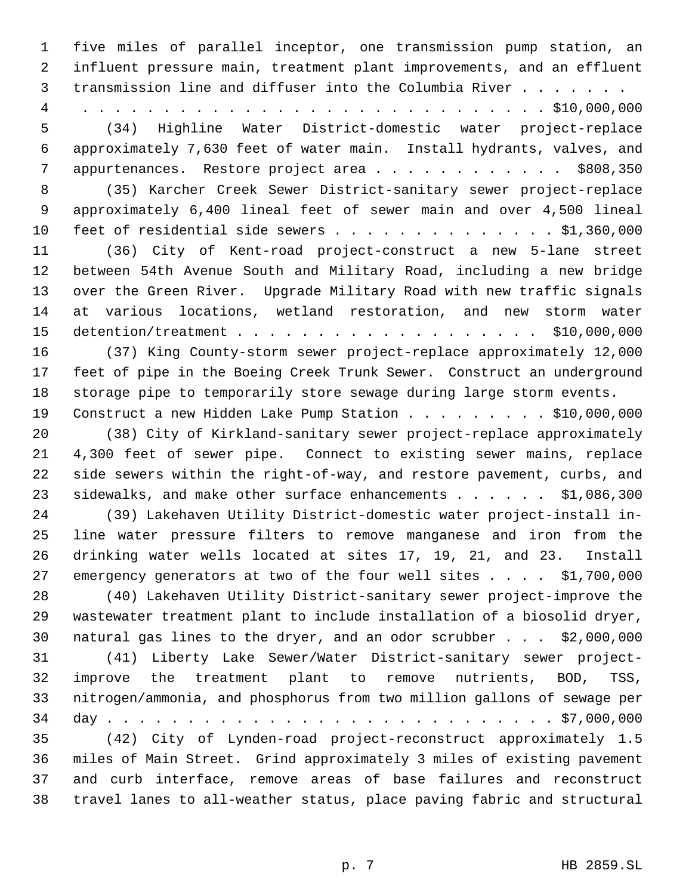five miles of parallel inceptor, one transmission pump station, an influent pressure main, treatment plant improvements, and an effluent transmission line and diffuser into the Columbia River . . . . . . . . . . . . . . . . . . . . . . . . . . . . . . . . . . . . . $10,000,000

(34) Highline Water District-domestic water project-replace approximately 7,630 feet of water main. Install hydrants, valves, and appurtenances. Restore project area . . . . . . . . . . . . $808,350

(35) Karcher Creek Sewer District-sanitary sewer project-replace approximately 6,400 lineal feet of sewer main and over 4,500 lineal feet of residential side sewers . . . . . . . . . . . . . . $1,360,000

(36) City of Kent-road project-construct a new 5-lane street between 54th Avenue South and Military Road, including a new bridge over the Green River. Upgrade Military Road with new traffic signals at various locations, wetland restoration, and new storm water detention/treatment . . . . . . . . . . . . . . . . . . . . $10,000,000

(37) King County-storm sewer project-replace approximately 12,000 feet of pipe in the Boeing Creek Trunk Sewer. Construct an underground storage pipe to temporarily store sewage during large storm events. Construct a new Hidden Lake Pump Station . . . . . . . . . $10,000,000

(38) City of Kirkland-sanitary sewer project-replace approximately 4,300 feet of sewer pipe. Connect to existing sewer mains, replace side sewers within the right-of-way, and restore pavement, curbs, and sidewalks, and make other surface enhancements . . . . . . $1,086,300

(39) Lakehaven Utility District-domestic water project-install in-line water pressure filters to remove manganese and iron from the drinking water wells located at sites 17, 19, 21, and 23. Install emergency generators at two of the four well sites . . . . $1,700,000

(40) Lakehaven Utility District-sanitary sewer project-improve the wastewater treatment plant to include installation of a biosolid dryer, natural gas lines to the dryer, and an odor scrubber . . . $2,000,000

(41) Liberty Lake Sewer/Water District-sanitary sewer project-improve the treatment plant to remove nutrients, BOD, TSS, nitrogen/ammonia, and phosphorus from two million gallons of sewage per day . . . . . . . . . . . . . . . . . . . . . . . . . . . . $7,000,000

(42) City of Lynden-road project-reconstruct approximately 1.5 miles of Main Street. Grind approximately 3 miles of existing pavement and curb interface, remove areas of base failures and reconstruct travel lanes to all-weather status, place paving fabric and structural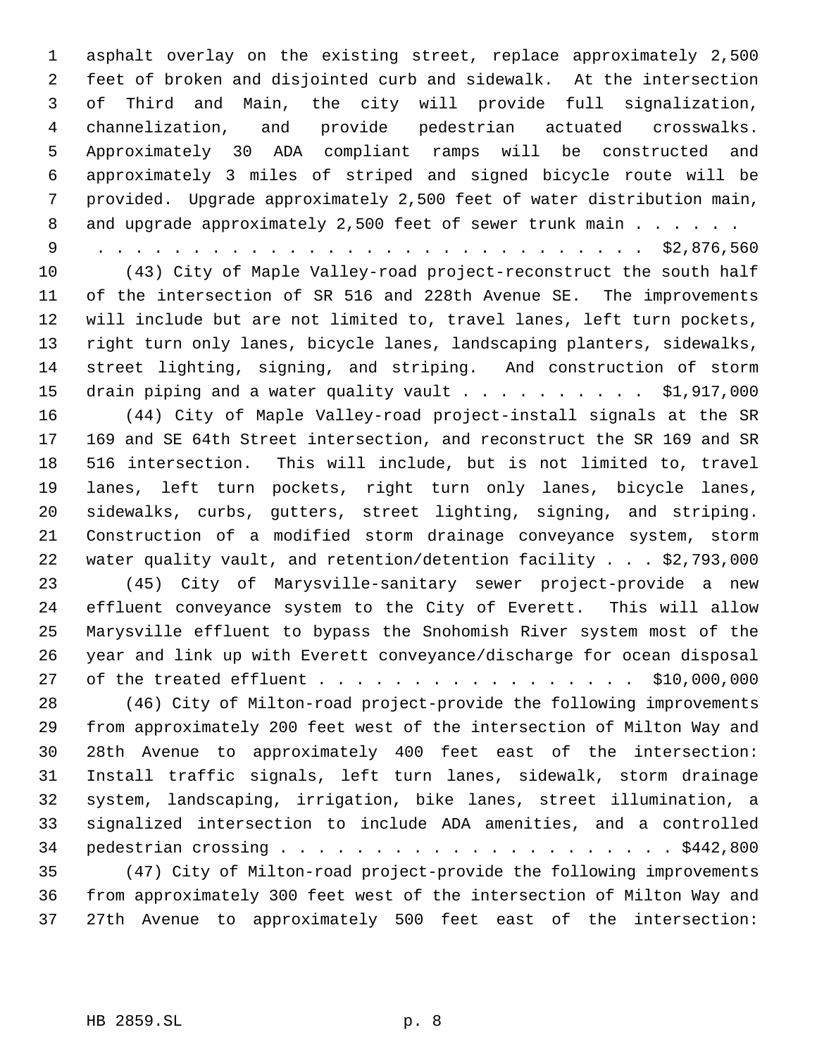asphalt overlay on the existing street, replace approximately 2,500 feet of broken and disjointed curb and sidewalk. At the intersection of Third and Main, the city will provide full signalization, channelization, and provide pedestrian actuated crosswalks. Approximately 30 ADA compliant ramps will be constructed and approximately 3 miles of striped and signed bicycle route will be provided. Upgrade approximately 2,500 feet of water distribution main, and upgrade approximately 2,500 feet of sewer trunk main . . . . . . . . . . . . . . . . . . . . . . . . . . . . . . . . . . . . . . $2,876,560

(43) City of Maple Valley-road project-reconstruct the south half of the intersection of SR 516 and 228th Avenue SE. The improvements will include but are not limited to, travel lanes, left turn pockets, right turn only lanes, bicycle lanes, landscaping planters, sidewalks, street lighting, signing, and striping. And construction of storm drain piping and a water quality vault . . . . . . . . . . $1,917,000

(44) City of Maple Valley-road project-install signals at the SR 169 and SE 64th Street intersection, and reconstruct the SR 169 and SR 516 intersection. This will include, but is not limited to, travel lanes, left turn pockets, right turn only lanes, bicycle lanes, sidewalks, curbs, gutters, street lighting, signing, and striping. Construction of a modified storm drainage conveyance system, storm water quality vault, and retention/detention facility . . . $2,793,000

(45) City of Marysville-sanitary sewer project-provide a new effluent conveyance system to the City of Everett. This will allow Marysville effluent to bypass the Snohomish River system most of the year and link up with Everett conveyance/discharge for ocean disposal of the treated effluent . . . . . . . . . . . . . . . . . $10,000,000

(46) City of Milton-road project-provide the following improvements from approximately 200 feet west of the intersection of Milton Way and 28th Avenue to approximately 400 feet east of the intersection: Install traffic signals, left turn lanes, sidewalk, storm drainage system, landscaping, irrigation, bike lanes, street illumination, a signalized intersection to include ADA amenities, and a controlled pedestrian crossing . . . . . . . . . . . . . . . . . . . . . . $442,800

(47) City of Milton-road project-provide the following improvements from approximately 300 feet west of the intersection of Milton Way and 27th Avenue to approximately 500 feet east of the intersection: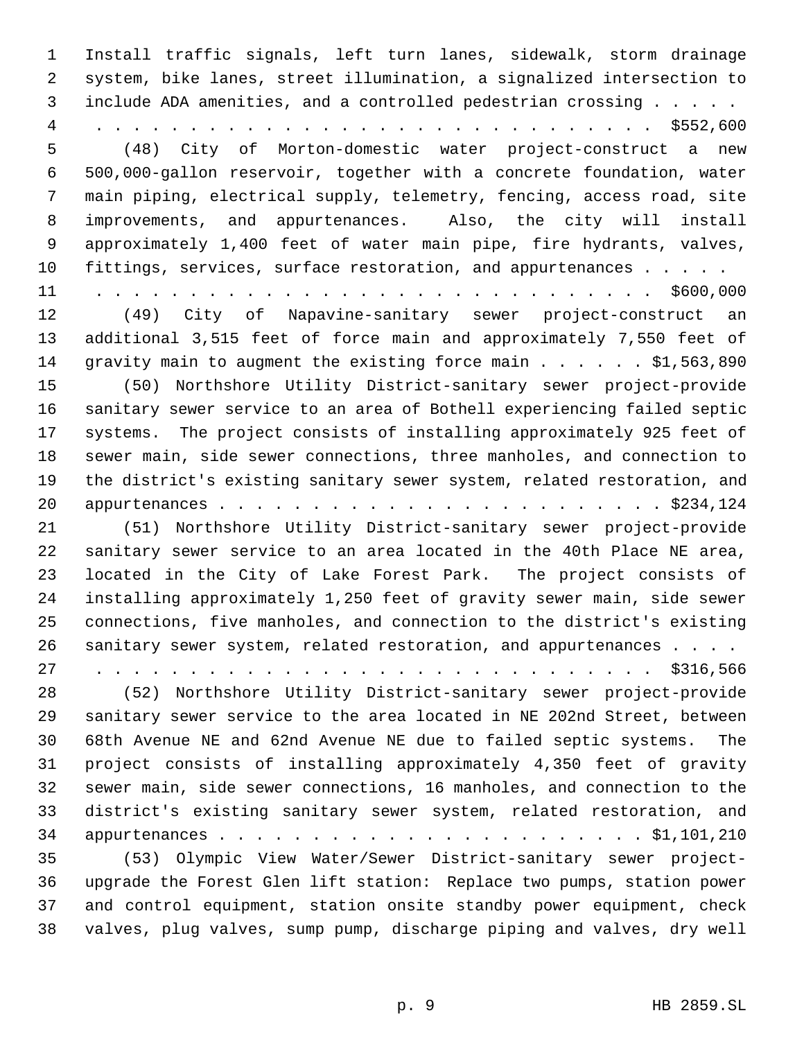Install traffic signals, left turn lanes, sidewalk, storm drainage system, bike lanes, street illumination, a signalized intersection to include ADA amenities, and a controlled pedestrian crossing . . . . . . . . . . . . . . . . . . . . . . . . . . . . . . . . . . . . $552,600

(48) City of Morton-domestic water project-construct a new 500,000-gallon reservoir, together with a concrete foundation, water main piping, electrical supply, telemetry, fencing, access road, site improvements, and appurtenances. Also, the city will install approximately 1,400 feet of water main pipe, fire hydrants, valves, fittings, services, surface restoration, and appurtenances . . . . . . . . . . . . . . . . . . . . . . . . . . . . . . . . . . . . $600,000

(49) City of Napavine-sanitary sewer project-construct an additional 3,515 feet of force main and approximately 7,550 feet of gravity main to augment the existing force main . . . . . . $1,563,890

(50) Northshore Utility District-sanitary sewer project-provide sanitary sewer service to an area of Bothell experiencing failed septic systems. The project consists of installing approximately 925 feet of sewer main, side sewer connections, three manholes, and connection to the district's existing sanitary sewer system, related restoration, and appurtenances . . . . . . . . . . . . . . . . . . . . . . . . $234,124

(51) Northshore Utility District-sanitary sewer project-provide sanitary sewer service to an area located in the 40th Place NE area, located in the City of Lake Forest Park. The project consists of installing approximately 1,250 feet of gravity sewer main, side sewer connections, five manholes, and connection to the district's existing sanitary sewer system, related restoration, and appurtenances . . . . . . . . . . . . . . . . . . . . . . . . . . . . . . . . . . $316,566

(52) Northshore Utility District-sanitary sewer project-provide sanitary sewer service to the area located in NE 202nd Street, between 68th Avenue NE and 62nd Avenue NE due to failed septic systems. The project consists of installing approximately 4,350 feet of gravity sewer main, side sewer connections, 16 manholes, and connection to the district's existing sanitary sewer system, related restoration, and appurtenances . . . . . . . . . . . . . . . . . . . . . . . $1,101,210

(53) Olympic View Water/Sewer District-sanitary sewer project-upgrade the Forest Glen lift station: Replace two pumps, station power and control equipment, station onsite standby power equipment, check valves, plug valves, sump pump, discharge piping and valves, dry well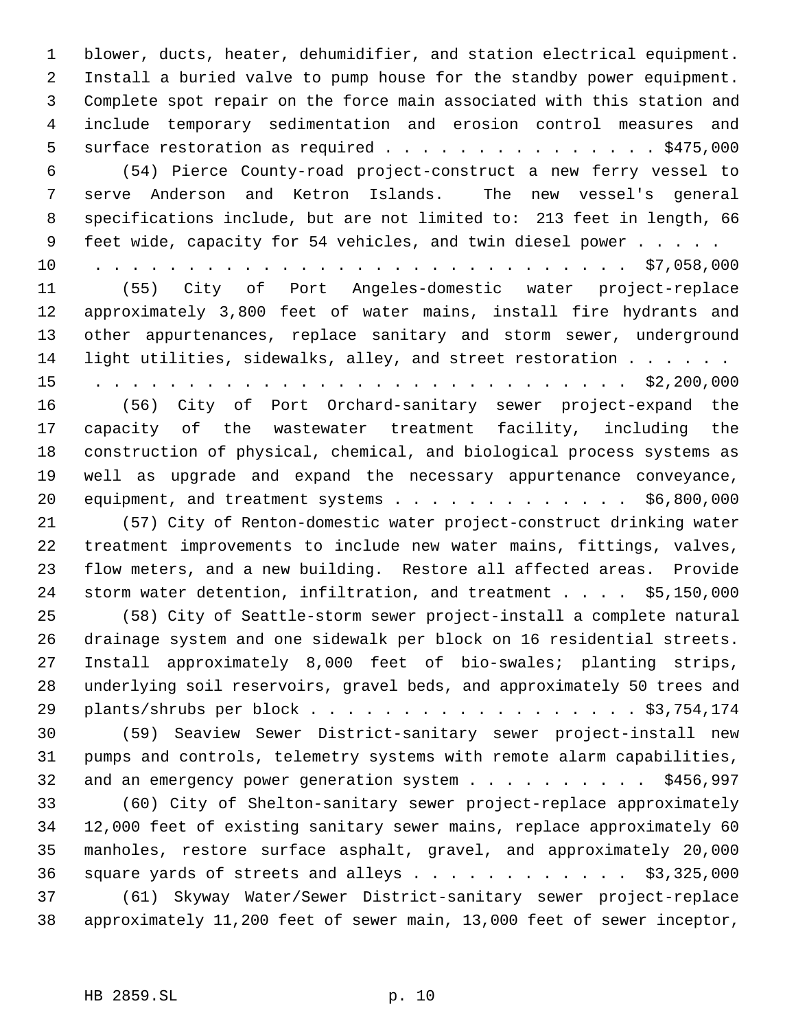blower, ducts, heater, dehumidifier, and station electrical equipment. Install a buried valve to pump house for the standby power equipment. Complete spot repair on the force main associated with this station and include temporary sedimentation and erosion control measures and surface restoration as required . . . . . . . . . . . . . . . $475,000

(54) Pierce County-road project-construct a new ferry vessel to serve Anderson and Ketron Islands. The new vessel's general specifications include, but are not limited to: 213 feet in length, 66 feet wide, capacity for 54 vehicles, and twin diesel power . . . . . . . . . . . . . . . . . . . . . . . . . . . . . . . . . . . $7,058,000

(55) City of Port Angeles-domestic water project-replace approximately 3,800 feet of water mains, install fire hydrants and other appurtenances, replace sanitary and storm sewer, underground light utilities, sidewalks, alley, and street restoration . . . . . . . . . . . . . . . . . . . . . . . . . . . . . . . . . . . . $2,200,000

(56) City of Port Orchard-sanitary sewer project-expand the capacity of the wastewater treatment facility, including the construction of physical, chemical, and biological process systems as well as upgrade and expand the necessary appurtenance conveyance, equipment, and treatment systems . . . . . . . . . . . . . $6,800,000

(57) City of Renton-domestic water project-construct drinking water treatment improvements to include new water mains, fittings, valves, flow meters, and a new building. Restore all affected areas. Provide storm water detention, infiltration, and treatment . . . . $5,150,000

(58) City of Seattle-storm sewer project-install a complete natural drainage system and one sidewalk per block on 16 residential streets. Install approximately 8,000 feet of bio-swales; planting strips, underlying soil reservoirs, gravel beds, and approximately 50 trees and plants/shrubs per block . . . . . . . . . . . . . . . . . . $3,754,174

(59) Seaview Sewer District-sanitary sewer project-install new pumps and controls, telemetry systems with remote alarm capabilities, and an emergency power generation system . . . . . . . . . . $456,997

(60) City of Shelton-sanitary sewer project-replace approximately 12,000 feet of existing sanitary sewer mains, replace approximately 60 manholes, restore surface asphalt, gravel, and approximately 20,000 square yards of streets and alleys . . . . . . . . . . . $3,325,000

(61) Skyway Water/Sewer District-sanitary sewer project-replace approximately 11,200 feet of sewer main, 13,000 feet of sewer inceptor,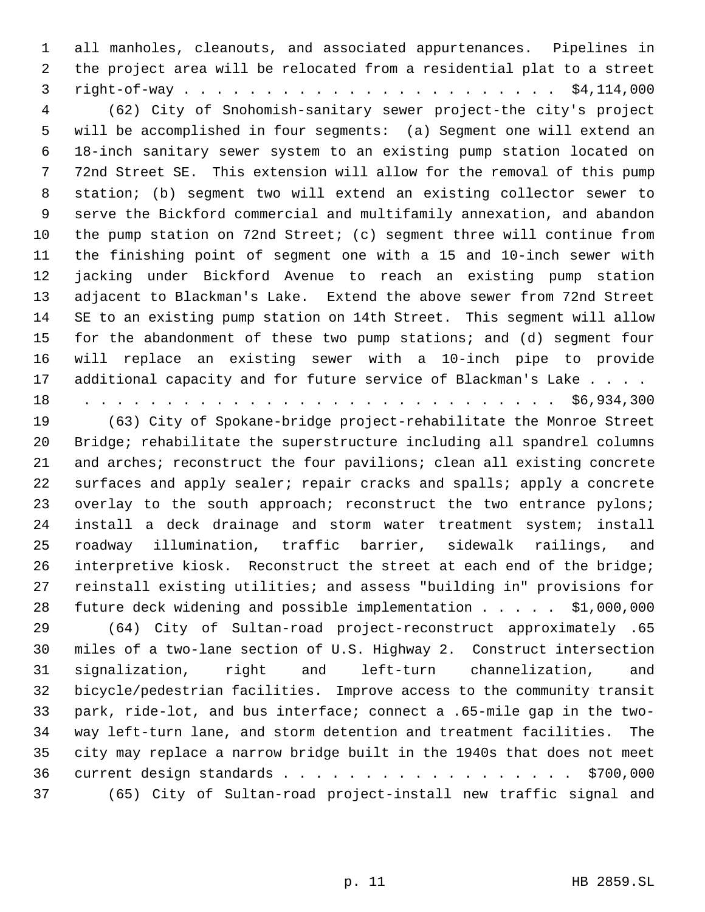all manholes, cleanouts, and associated appurtenances. Pipelines in the project area will be relocated from a residential plat to a street right-of-way . . . . . . . . . . . . . . . . . . . . . . . $4,114,000

(62) City of Snohomish-sanitary sewer project-the city's project will be accomplished in four segments: (a) Segment one will extend an 18-inch sanitary sewer system to an existing pump station located on 72nd Street SE. This extension will allow for the removal of this pump station; (b) segment two will extend an existing collector sewer to serve the Bickford commercial and multifamily annexation, and abandon the pump station on 72nd Street; (c) segment three will continue from the finishing point of segment one with a 15 and 10-inch sewer with jacking under Bickford Avenue to reach an existing pump station adjacent to Blackman's Lake. Extend the above sewer from 72nd Street SE to an existing pump station on 14th Street. This segment will allow for the abandonment of these two pump stations; and (d) segment four will replace an existing sewer with a 10-inch pipe to provide additional capacity and for future service of Blackman's Lake . . . . . . . . . . . . . . . . . . . . . . . . . . . . . . . . . . $6,934,300

(63) City of Spokane-bridge project-rehabilitate the Monroe Street Bridge; rehabilitate the superstructure including all spandrel columns and arches; reconstruct the four pavilions; clean all existing concrete surfaces and apply sealer; repair cracks and spalls; apply a concrete overlay to the south approach; reconstruct the two entrance pylons; install a deck drainage and storm water treatment system; install roadway illumination, traffic barrier, sidewalk railings, and interpretive kiosk. Reconstruct the street at each end of the bridge; reinstall existing utilities; and assess "building in" provisions for future deck widening and possible implementation . . . . . $1,000,000

(64) City of Sultan-road project-reconstruct approximately .65 miles of a two-lane section of U.S. Highway 2. Construct intersection signalization, right and left-turn channelization, and bicycle/pedestrian facilities. Improve access to the community transit park, ride-lot, and bus interface; connect a .65-mile gap in the two-way left-turn lane, and storm detention and treatment facilities. The city may replace a narrow bridge built in the 1940s that does not meet current design standards . . . . . . . . . . . . . . . . . . $700,000

(65) City of Sultan-road project-install new traffic signal and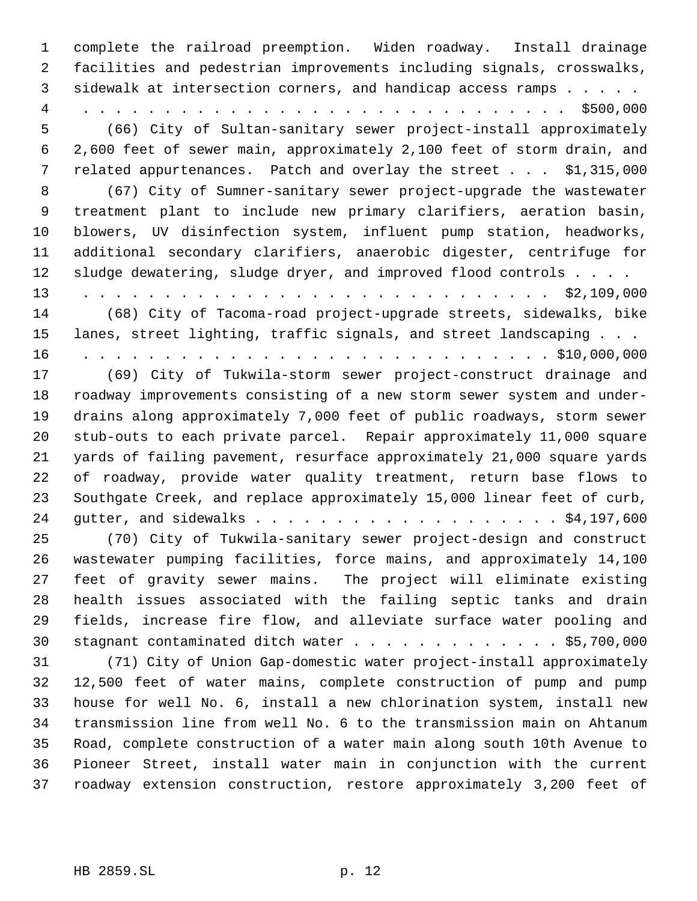complete the railroad preemption. Widen roadway. Install drainage facilities and pedestrian improvements including signals, crosswalks, sidewalk at intersection corners, and handicap access ramps . . . . . . . . . . . . . . . . . . . . . . . . . . . . . . . . . . . . . $500,000

(66) City of Sultan-sanitary sewer project-install approximately 2,600 feet of sewer main, approximately 2,100 feet of storm drain, and related appurtenances. Patch and overlay the street . . . $1,315,000

(67) City of Sumner-sanitary sewer project-upgrade the wastewater treatment plant to include new primary clarifiers, aeration basin, blowers, UV disinfection system, influent pump station, headworks, additional secondary clarifiers, anaerobic digester, centrifuge for sludge dewatering, sludge dryer, and improved flood controls . . . . . . . . . . . . . . . . . . . . . . . . . . . . . . . . . $2,109,000

(68) City of Tacoma-road project-upgrade streets, sidewalks, bike lanes, street lighting, traffic signals, and street landscaping . . . . . . . . . . . . . . . . . . . . . . . . . . . . . . $10,000,000

(69) City of Tukwila-storm sewer project-construct drainage and roadway improvements consisting of a new storm sewer system and under-drains along approximately 7,000 feet of public roadways, storm sewer stub-outs to each private parcel. Repair approximately 11,000 square yards of failing pavement, resurface approximately 21,000 square yards of roadway, provide water quality treatment, return base flows to Southgate Creek, and replace approximately 15,000 linear feet of curb, gutter, and sidewalks . . . . . . . . . . . . . . . . . . . . $4,197,600

(70) City of Tukwila-sanitary sewer project-design and construct wastewater pumping facilities, force mains, and approximately 14,100 feet of gravity sewer mains. The project will eliminate existing health issues associated with the failing septic tanks and drain fields, increase fire flow, and alleviate surface water pooling and stagnant contaminated ditch water . . . . . . . . . . . . . $5,700,000

(71) City of Union Gap-domestic water project-install approximately 12,500 feet of water mains, complete construction of pump and pump house for well No. 6, install a new chlorination system, install new transmission line from well No. 6 to the transmission main on Ahtanum Road, complete construction of a water main along south 10th Avenue to Pioneer Street, install water main in conjunction with the current roadway extension construction, restore approximately 3,200 feet of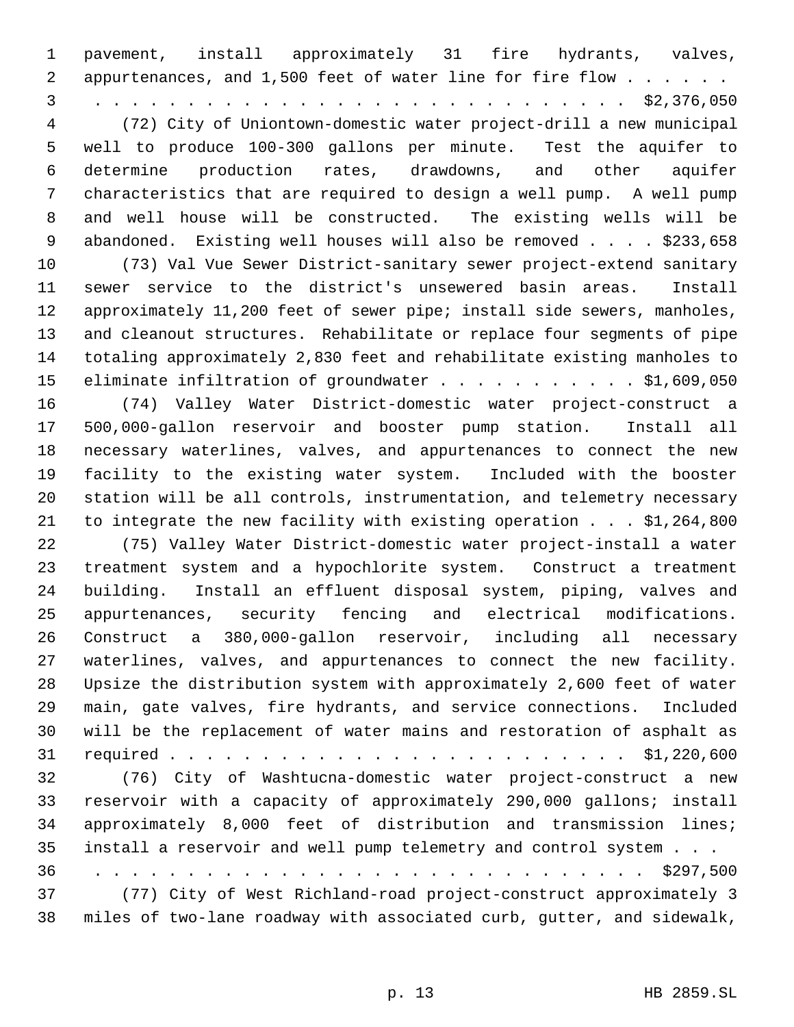pavement, install approximately 31 fire hydrants, valves, appurtenances, and 1,500 feet of water line for fire flow . . . . . . . . . . . . . . . . . . . . . . . . . . . . . . . . . . . . $2,376,050

(72) City of Uniontown-domestic water project-drill a new municipal well to produce 100-300 gallons per minute. Test the aquifer to determine production rates, drawdowns, and other aquifer characteristics that are required to design a well pump. A well pump and well house will be constructed. The existing wells will be abandoned. Existing well houses will also be removed . . . . $233,658

(73) Val Vue Sewer District-sanitary sewer project-extend sanitary sewer service to the district's unsewered basin areas. Install approximately 11,200 feet of sewer pipe; install side sewers, manholes, and cleanout structures. Rehabilitate or replace four segments of pipe totaling approximately 2,830 feet and rehabilitate existing manholes to eliminate infiltration of groundwater . . . . . . . . . . . $1,609,050

(74) Valley Water District-domestic water project-construct a 500,000-gallon reservoir and booster pump station. Install all necessary waterlines, valves, and appurtenances to connect the new facility to the existing water system. Included with the booster station will be all controls, instrumentation, and telemetry necessary to integrate the new facility with existing operation . . . $1,264,800

(75) Valley Water District-domestic water project-install a water treatment system and a hypochlorite system. Construct a treatment building. Install an effluent disposal system, piping, valves and appurtenances, security fencing and electrical modifications. Construct a 380,000-gallon reservoir, including all necessary waterlines, valves, and appurtenances to connect the new facility. Upsize the distribution system with approximately 2,600 feet of water main, gate valves, fire hydrants, and service connections. Included will be the replacement of water mains and restoration of asphalt as required . . . . . . . . . . . . . . . . . . . . . . . . . $1,220,600

(76) City of Washtucna-domestic water project-construct a new reservoir with a capacity of approximately 290,000 gallons; install approximately 8,000 feet of distribution and transmission lines; install a reservoir and well pump telemetry and control system . . . . . . . . . . . . . . . . . . . . . . . . . . . . . . . . . $297,500

(77) City of West Richland-road project-construct approximately 3 miles of two-lane roadway with associated curb, gutter, and sidewalk,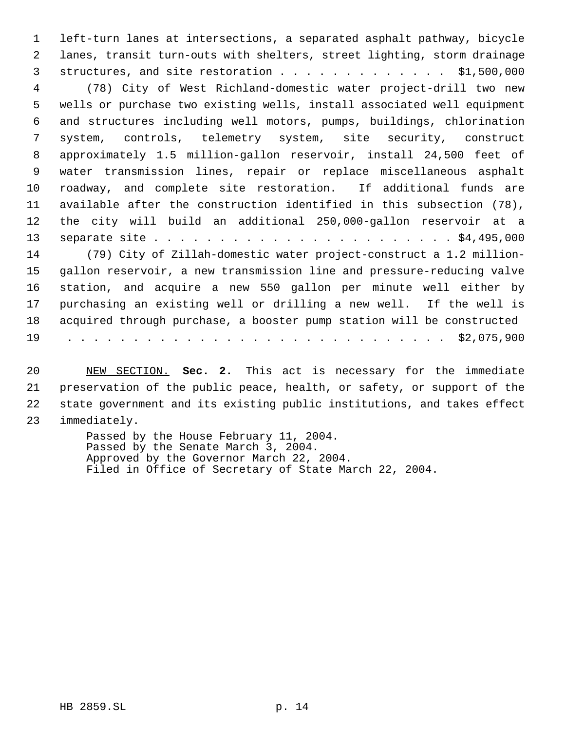left-turn lanes at intersections, a separated asphalt pathway, bicycle lanes, transit turn-outs with shelters, street lighting, storm drainage structures, and site restoration . . . . . . . . . . . . . . $1,500,000

(78) City of West Richland-domestic water project-drill two new wells or purchase two existing wells, install associated well equipment and structures including well motors, pumps, buildings, chlorination system, controls, telemetry system, site security, construct approximately 1.5 million-gallon reservoir, install 24,500 feet of water transmission lines, repair or replace miscellaneous asphalt roadway, and complete site restoration. If additional funds are available after the construction identified in this subsection (78), the city will build an additional 250,000-gallon reservoir at a separate site . . . . . . . . . . . . . . . . . . . . . . . . $4,495,000

(79) City of Zillah-domestic water project-construct a 1.2 million-gallon reservoir, a new transmission line and pressure-reducing valve station, and acquire a new 550 gallon per minute well either by purchasing an existing well or drilling a new well. If the well is acquired through purchase, a booster pump station will be constructed . . . . . . . . . . . . . . . . . . . . . . . . . . . . . . $2,075,900

NEW SECTION. **Sec. 2.** This act is necessary for the immediate preservation of the public peace, health, or safety, or support of the state government and its existing public institutions, and takes effect immediately.

Passed by the House February 11, 2004.
Passed by the Senate March 3, 2004.
Approved by the Governor March 22, 2004.
Filed in Office of Secretary of State March 22, 2004.